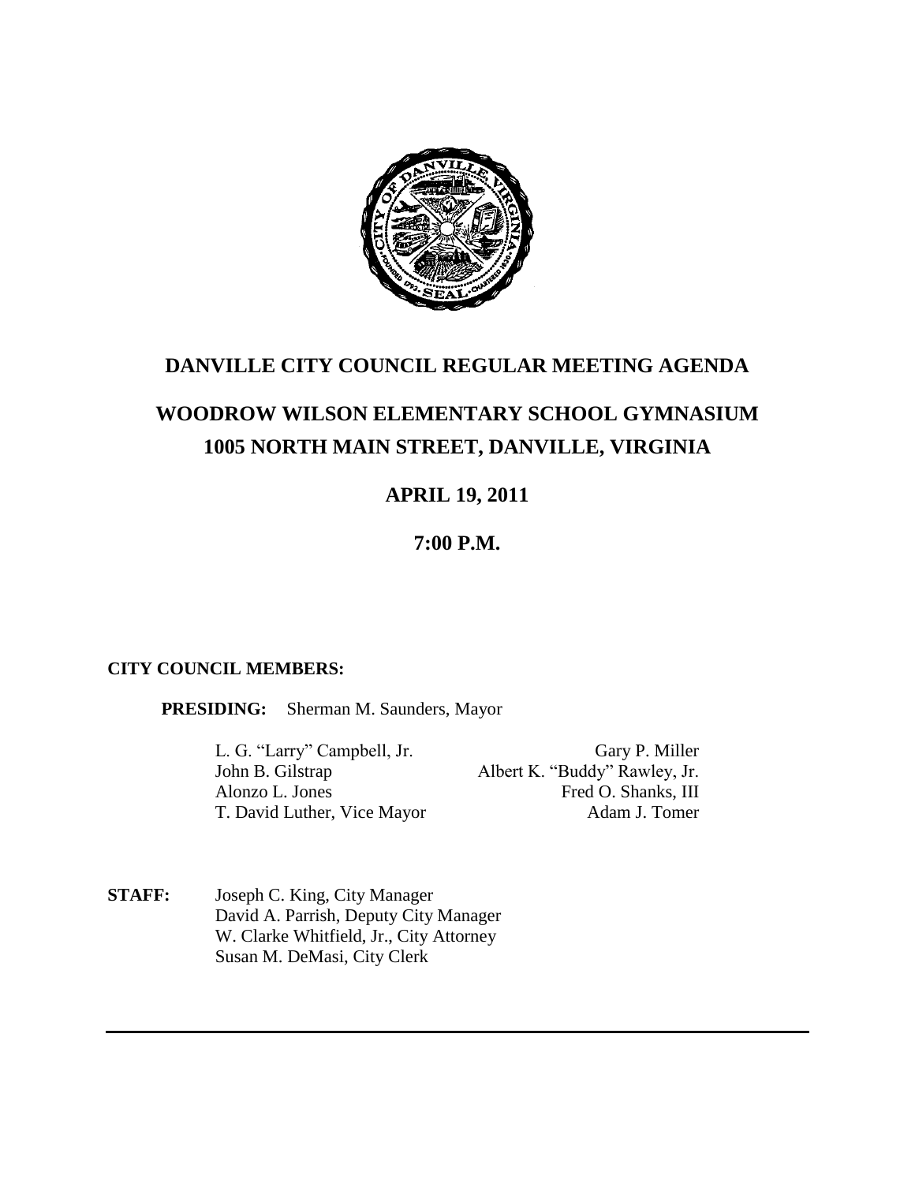# DANVILLE CITY COUNCIL REGULAR MEETING AGENDA

## WOODROW WILSON ELEMENTARY SCHOOL GYMNASIUM
## 1005 NORTH MAIN STREET, DANVILLE, VIRGINIA

### APRIL 19, 2011

### 7:00 P.M.

**CITY COUNCIL MEMBERS:**

**PRESIDING:** Sherman M. Saunders, Mayor

L. G. "Larry" Campbell, Jr.
John B. Gilstrap
Alonzo L. Jones
T. David Luther, Vice Mayor
Gary P. Miller
Albert K. "Buddy" Rawley, Jr.
Fred O. Shanks, III
Adam J. Tomer

**STAFF:**
Joseph C. King, City Manager
David A. Parrish, Deputy City Manager
W. Clarke Whitfield, Jr., City Attorney
Susan M. DeMasi, City Clerk

---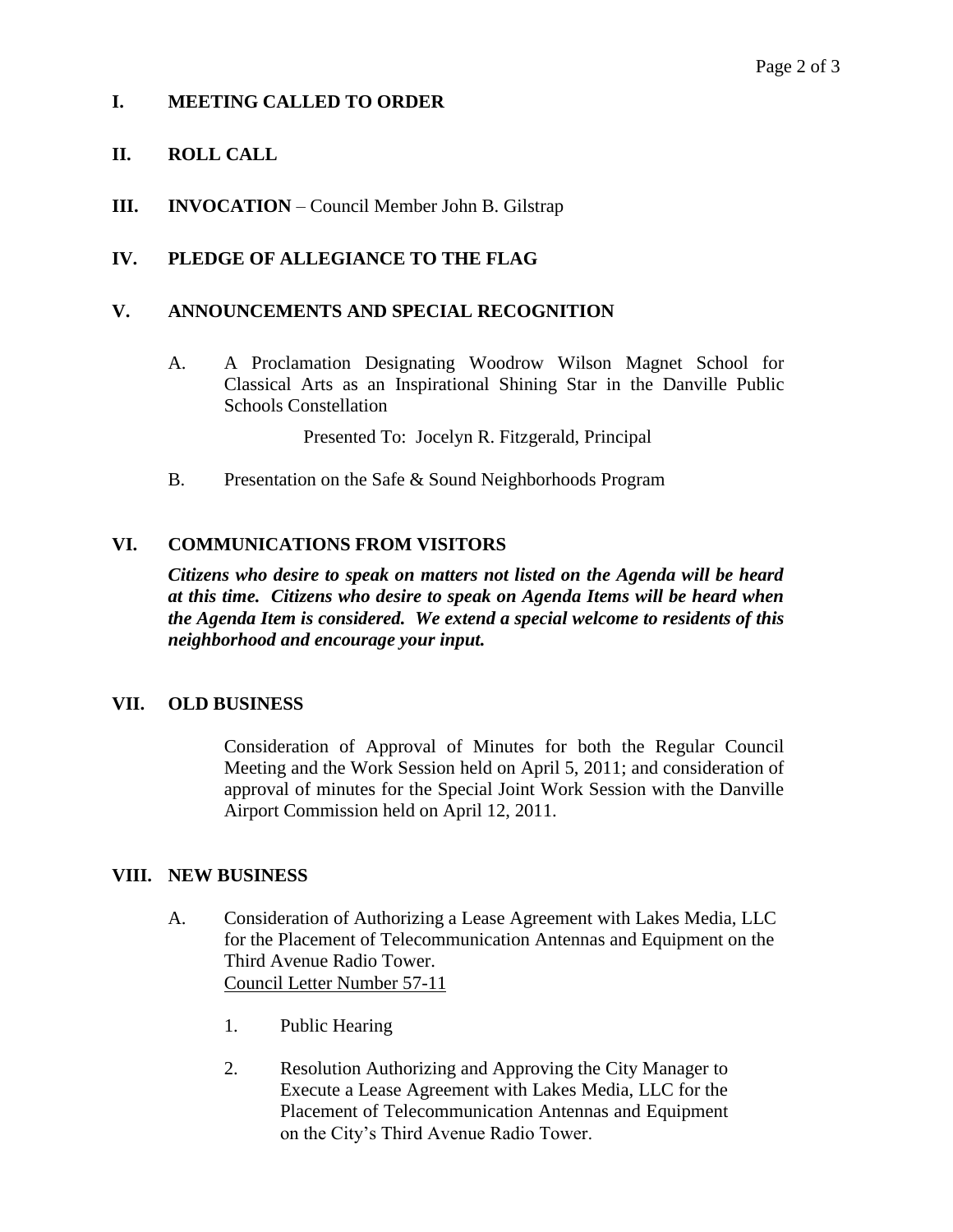## I. MEETING CALLED TO ORDER

## II. ROLL CALL

## III. INVOCATION – Council Member John B. Gilstrap

## IV. PLEDGE OF ALLEGIANCE TO THE FLAG

## V. ANNOUNCEMENTS AND SPECIAL RECOGNITION

A. A Proclamation Designating Woodrow Wilson Magnet School for Classical Arts as an Inspirational Shining Star in the Danville Public Schools Constellation

Presented To: Jocelyn R. Fitzgerald, Principal

B. Presentation on the Safe & Sound Neighborhoods Program

## VI. COMMUNICATIONS FROM VISITORS

***Citizens who desire to speak on matters not listed on the Agenda will be heard at this time. Citizens who desire to speak on Agenda Items will be heard when the Agenda Item is considered. We extend a special welcome to residents of this neighborhood and encourage your input.***

## VII. OLD BUSINESS

Consideration of Approval of Minutes for both the Regular Council Meeting and the Work Session held on April 5, 2011; and consideration of approval of minutes for the Special Joint Work Session with the Danville Airport Commission held on April 12, 2011.

## VIII. NEW BUSINESS

A. Consideration of Authorizing a Lease Agreement with Lakes Media, LLC for the Placement of Telecommunication Antennas and Equipment on the Third Avenue Radio Tower.
Council Letter Number 57-11

1. Public Hearing

2. Resolution Authorizing and Approving the City Manager to Execute a Lease Agreement with Lakes Media, LLC for the Placement of Telecommunication Antennas and Equipment on the City's Third Avenue Radio Tower.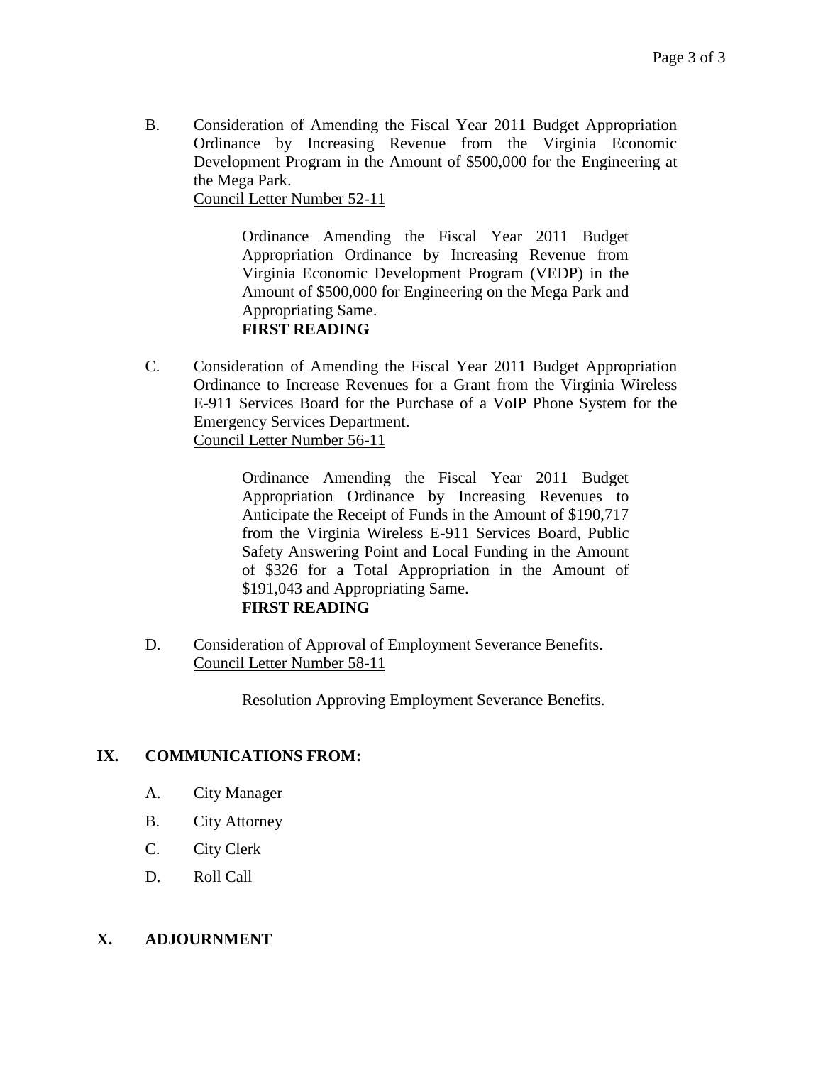B. Consideration of Amending the Fiscal Year 2011 Budget Appropriation Ordinance by Increasing Revenue from the Virginia Economic Development Program in the Amount of $500,000 for the Engineering at the Mega Park.
Council Letter Number 52-11

> Ordinance Amending the Fiscal Year 2011 Budget Appropriation Ordinance by Increasing Revenue from Virginia Economic Development Program (VEDP) in the Amount of $500,000 for Engineering on the Mega Park and Appropriating Same.
> **FIRST READING**

C. Consideration of Amending the Fiscal Year 2011 Budget Appropriation Ordinance to Increase Revenues for a Grant from the Virginia Wireless E-911 Services Board for the Purchase of a VoIP Phone System for the Emergency Services Department.
Council Letter Number 56-11

> Ordinance Amending the Fiscal Year 2011 Budget Appropriation Ordinance by Increasing Revenues to Anticipate the Receipt of Funds in the Amount of $190,717 from the Virginia Wireless E-911 Services Board, Public Safety Answering Point and Local Funding in the Amount of $326 for a Total Appropriation in the Amount of $191,043 and Appropriating Same.
> **FIRST READING**

D. Consideration of Approval of Employment Severance Benefits.
Council Letter Number 58-11

> Resolution Approving Employment Severance Benefits.

## IX. COMMUNICATIONS FROM:

A. City Manager

B. City Attorney

C. City Clerk

D. Roll Call

## X. ADJOURNMENT